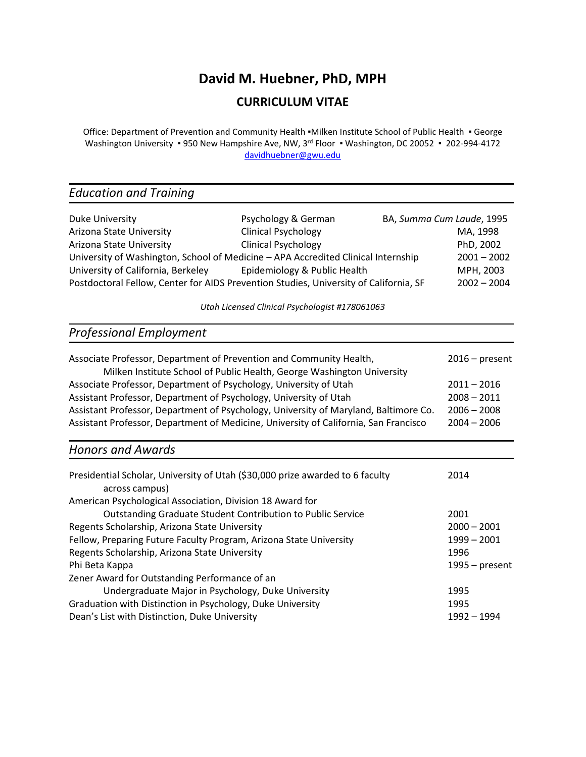# David M. Huebner, PhD, MPH

## CURRICULUM VITAE

Office: Department of Prevention and Community Health ▪Milken Institute School of Public Health ▪ George Washington University ▪ 950 New Hampshire Ave, NW, 3rd Floor ▪ Washington, DC 20052 ▪ 202-994-4172
davidhuebner@gwu.edu

## *Education and Training*

| | | |
|---|---|---|
| Duke University | Psychology & German | BA, *Summa Cum Laude*, 1995 |
| Arizona State University | Clinical Psychology | MA, 1998 |
| Arizona State University | Clinical Psychology | PhD, 2002 |
| University of Washington, School of Medicine – APA Accredited Clinical Internship | | 2001 – 2002 |
| University of California, Berkeley | Epidemiology & Public Health | MPH, 2003 |
| Postdoctoral Fellow, Center for AIDS Prevention Studies, University of California, SF | | 2002 – 2004 |

*Utah Licensed Clinical Psychologist #178061063*

## *Professional Employment*

| | |
|---|---|
| Associate Professor, Department of Prevention and Community Health, Milken Institute School of Public Health, George Washington University | 2016 – present |
| Associate Professor, Department of Psychology, University of Utah | 2011 – 2016 |
| Assistant Professor, Department of Psychology, University of Utah | 2008 – 2011 |
| Assistant Professor, Department of Psychology, University of Maryland, Baltimore Co. | 2006 – 2008 |
| Assistant Professor, Department of Medicine, University of California, San Francisco | 2004 – 2006 |

## *Honors and Awards*

| | |
|---|---|
| Presidential Scholar, University of Utah ($30,000 prize awarded to 6 faculty across campus) | 2014 |
| American Psychological Association, Division 18 Award for Outstanding Graduate Student Contribution to Public Service | 2001 |
| Regents Scholarship, Arizona State University | 2000 – 2001 |
| Fellow, Preparing Future Faculty Program, Arizona State University | 1999 – 2001 |
| Regents Scholarship, Arizona State University | 1996 |
| Phi Beta Kappa | 1995 – present |
| Zener Award for Outstanding Performance of an Undergraduate Major in Psychology, Duke University | 1995 |
| Graduation with Distinction in Psychology, Duke University | 1995 |
| Dean's List with Distinction, Duke University | 1992 – 1994 |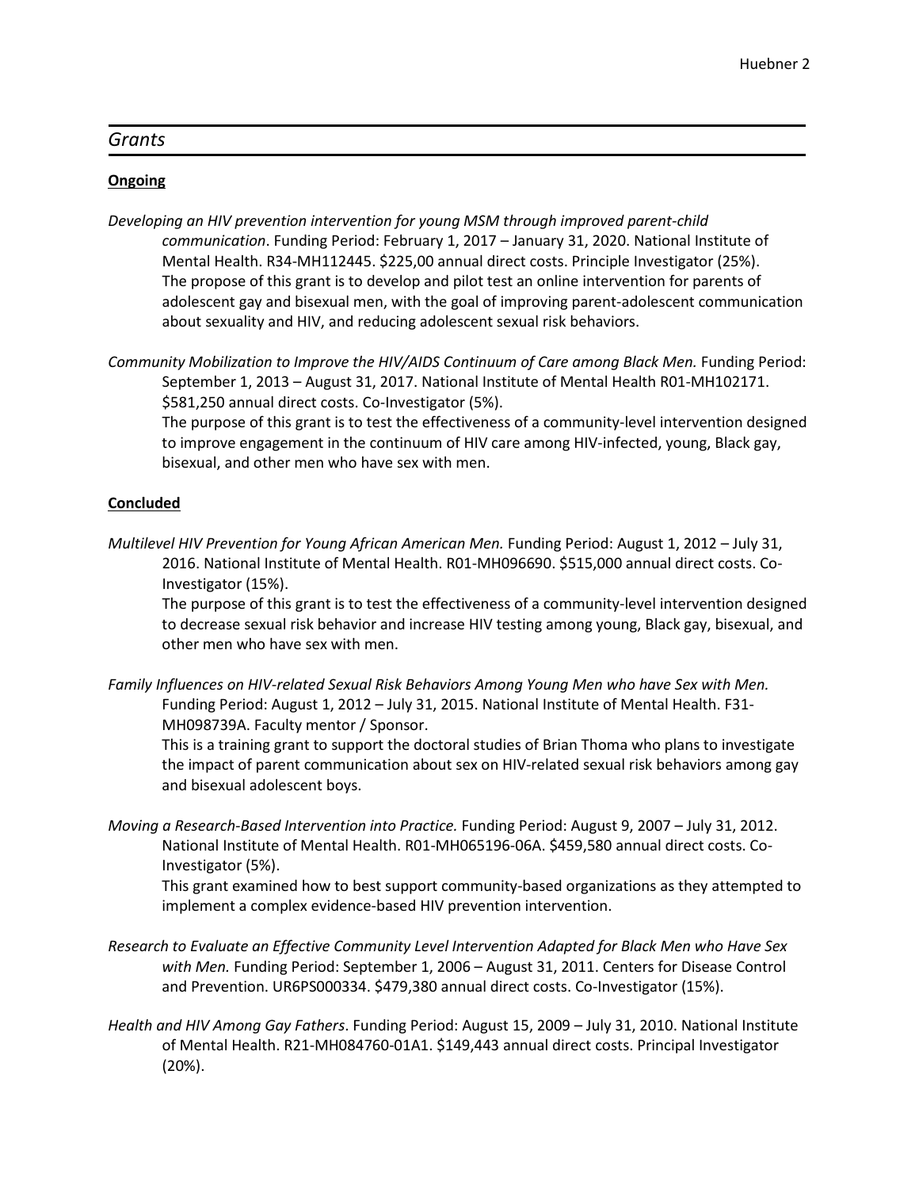## *Grants*

**Ongoing**

*Developing an HIV prevention intervention for young MSM through improved parent-child communication*. Funding Period: February 1, 2017 – January 31, 2020. National Institute of Mental Health. R34-MH112445. $225,00 annual direct costs. Principle Investigator (25%).
The propose of this grant is to develop and pilot test an online intervention for parents of adolescent gay and bisexual men, with the goal of improving parent-adolescent communication about sexuality and HIV, and reducing adolescent sexual risk behaviors.

*Community Mobilization to Improve the HIV/AIDS Continuum of Care among Black Men.* Funding Period: September 1, 2013 – August 31, 2017. National Institute of Mental Health R01-MH102171. $581,250 annual direct costs. Co-Investigator (5%).
The purpose of this grant is to test the effectiveness of a community-level intervention designed to improve engagement in the continuum of HIV care among HIV-infected, young, Black gay, bisexual, and other men who have sex with men.

**Concluded**

*Multilevel HIV Prevention for Young African American Men.* Funding Period: August 1, 2012 – July 31, 2016. National Institute of Mental Health. R01-MH096690. $515,000 annual direct costs. Co-Investigator (15%).
The purpose of this grant is to test the effectiveness of a community-level intervention designed to decrease sexual risk behavior and increase HIV testing among young, Black gay, bisexual, and other men who have sex with men.

*Family Influences on HIV-related Sexual Risk Behaviors Among Young Men who have Sex with Men.* Funding Period: August 1, 2012 – July 31, 2015. National Institute of Mental Health. F31-MH098739A. Faculty mentor / Sponsor.
This is a training grant to support the doctoral studies of Brian Thoma who plans to investigate the impact of parent communication about sex on HIV-related sexual risk behaviors among gay and bisexual adolescent boys.

*Moving a Research-Based Intervention into Practice.* Funding Period: August 9, 2007 – July 31, 2012. National Institute of Mental Health. R01-MH065196-06A. $459,580 annual direct costs. Co-Investigator (5%).
This grant examined how to best support community-based organizations as they attempted to implement a complex evidence-based HIV prevention intervention.

*Research to Evaluate an Effective Community Level Intervention Adapted for Black Men who Have Sex with Men.* Funding Period: September 1, 2006 – August 31, 2011. Centers for Disease Control and Prevention. UR6PS000334. $479,380 annual direct costs. Co-Investigator (15%).

*Health and HIV Among Gay Fathers*. Funding Period: August 15, 2009 – July 31, 2010. National Institute of Mental Health. R21-MH084760-01A1. $149,443 annual direct costs. Principal Investigator (20%).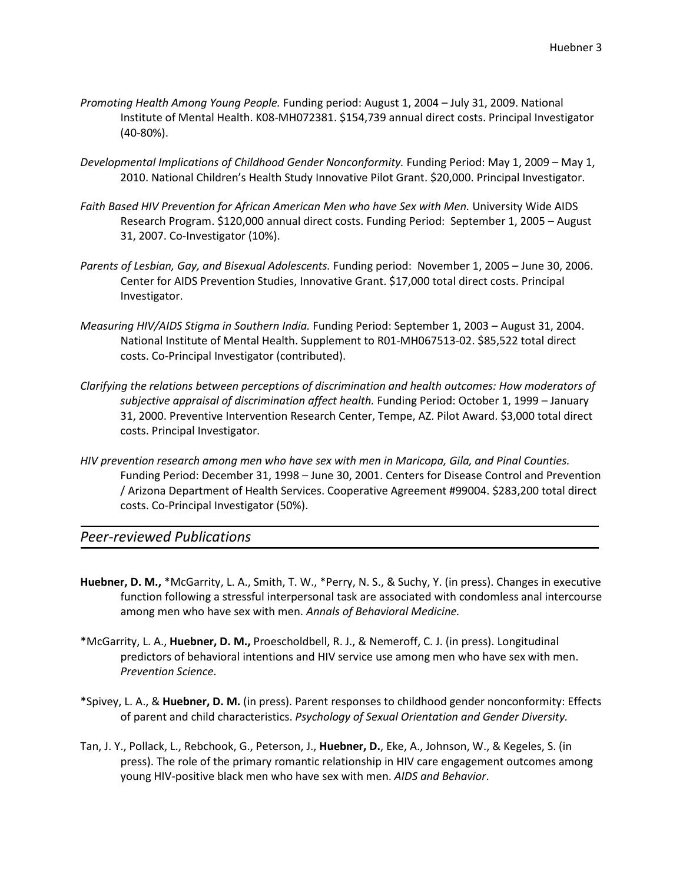*Promoting Health Among Young People.* Funding period: August 1, 2004 – July 31, 2009. National Institute of Mental Health. K08-MH072381. $154,739 annual direct costs. Principal Investigator (40-80%).

*Developmental Implications of Childhood Gender Nonconformity.* Funding Period: May 1, 2009 – May 1, 2010. National Children's Health Study Innovative Pilot Grant. $20,000. Principal Investigator.

*Faith Based HIV Prevention for African American Men who have Sex with Men.* University Wide AIDS Research Program. $120,000 annual direct costs. Funding Period: September 1, 2005 – August 31, 2007. Co-Investigator (10%).

*Parents of Lesbian, Gay, and Bisexual Adolescents.* Funding period: November 1, 2005 – June 30, 2006. Center for AIDS Prevention Studies, Innovative Grant. $17,000 total direct costs. Principal Investigator.

*Measuring HIV/AIDS Stigma in Southern India.* Funding Period: September 1, 2003 – August 31, 2004. National Institute of Mental Health. Supplement to R01-MH067513-02. $85,522 total direct costs. Co-Principal Investigator (contributed).

*Clarifying the relations between perceptions of discrimination and health outcomes: How moderators of subjective appraisal of discrimination affect health.* Funding Period: October 1, 1999 – January 31, 2000. Preventive Intervention Research Center, Tempe, AZ. Pilot Award. $3,000 total direct costs. Principal Investigator.

*HIV prevention research among men who have sex with men in Maricopa, Gila, and Pinal Counties.* Funding Period: December 31, 1998 – June 30, 2001. Centers for Disease Control and Prevention / Arizona Department of Health Services. Cooperative Agreement #99004. $283,200 total direct costs. Co-Principal Investigator (50%).

## *Peer-reviewed Publications*

**Huebner, D. M.,** *McGarrity, L. A., Smith, T. W., *Perry, N. S., & Suchy, Y. (in press). Changes in executive function following a stressful interpersonal task are associated with condomless anal intercourse among men who have sex with men. *Annals of Behavioral Medicine.*

*McGarrity, L. A., **Huebner, D. M.,** Proescholdbell, R. J., & Nemeroff, C. J. (in press). Longitudinal predictors of behavioral intentions and HIV service use among men who have sex with men. *Prevention Science*.

*Spivey, L. A., & **Huebner, D. M.** (in press). Parent responses to childhood gender nonconformity: Effects of parent and child characteristics. *Psychology of Sexual Orientation and Gender Diversity.*

Tan, J. Y., Pollack, L., Rebchook, G., Peterson, J., **Huebner, D.**, Eke, A., Johnson, W., & Kegeles, S. (in press). The role of the primary romantic relationship in HIV care engagement outcomes among young HIV-positive black men who have sex with men. *AIDS and Behavior*.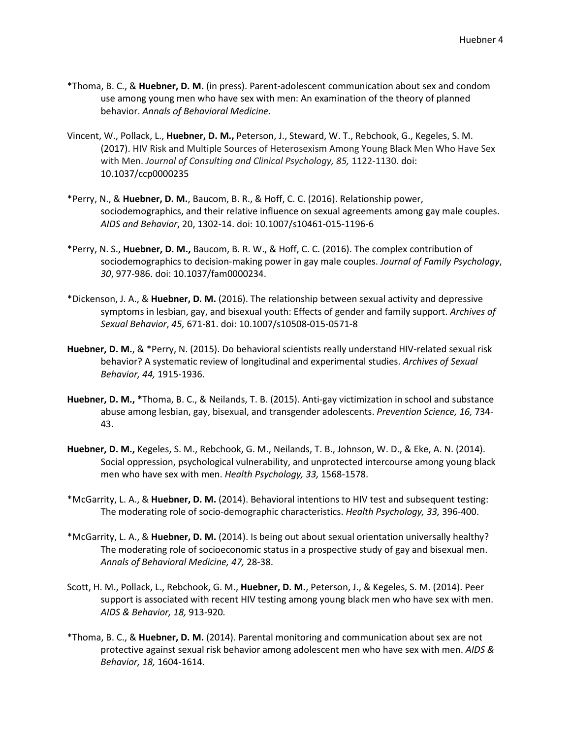*Thoma, B. C., & **Huebner, D. M.** (in press). Parent-adolescent communication about sex and condom use among young men who have sex with men: An examination of the theory of planned behavior. *Annals of Behavioral Medicine.*

Vincent, W., Pollack, L., **Huebner, D. M.,** Peterson, J., Steward, W. T., Rebchook, G., Kegeles, S. M. (2017). HIV Risk and Multiple Sources of Heterosexism Among Young Black Men Who Have Sex with Men. *Journal of Consulting and Clinical Psychology, 85,* 1122-1130. doi: 10.1037/ccp0000235

*Perry, N., & **Huebner, D. M.**, Baucom, B. R., & Hoff, C. C. (2016). Relationship power, sociodemographics, and their relative influence on sexual agreements among gay male couples. *AIDS and Behavior*, 20, 1302-14. doi: 10.1007/s10461-015-1196-6

*Perry, N. S., **Huebner, D. M.,** Baucom, B. R. W., & Hoff, C. C. (2016). The complex contribution of sociodemographics to decision-making power in gay male couples. *Journal of Family Psychology*, *30*, 977-986. doi: 10.1037/fam0000234.

*Dickenson, J. A., & **Huebner, D. M.** (2016). The relationship between sexual activity and depressive symptoms in lesbian, gay, and bisexual youth: Effects of gender and family support. *Archives of Sexual Behavior*, *45,* 671-81. doi: 10.1007/s10508-015-0571-8

**Huebner, D. M.**, & *Perry, N. (2015). Do behavioral scientists really understand HIV-related sexual risk behavior? A systematic review of longitudinal and experimental studies. *Archives of Sexual Behavior, 44,* 1915-1936.

**Huebner, D. M., ***Thoma, B. C., & Neilands, T. B. (2015). Anti-gay victimization in school and substance abuse among lesbian, gay, bisexual, and transgender adolescents. *Prevention Science, 16,* 734-43.

**Huebner, D. M.,** Kegeles, S. M., Rebchook, G. M., Neilands, T. B., Johnson, W. D., & Eke, A. N. (2014). Social oppression, psychological vulnerability, and unprotected intercourse among young black men who have sex with men. *Health Psychology, 33,* 1568-1578.

*McGarrity, L. A., & **Huebner, D. M.** (2014). Behavioral intentions to HIV test and subsequent testing: The moderating role of socio-demographic characteristics. *Health Psychology, 33,* 396-400.

*McGarrity, L. A., & **Huebner, D. M.** (2014). Is being out about sexual orientation universally healthy? The moderating role of socioeconomic status in a prospective study of gay and bisexual men. *Annals of Behavioral Medicine, 47,* 28-38.

Scott, H. M., Pollack, L., Rebchook, G. M., **Huebner, D. M.**, Peterson, J., & Kegeles, S. M. (2014). Peer support is associated with recent HIV testing among young black men who have sex with men. *AIDS & Behavior, 18,* 913-920*.*

*Thoma, B. C., & **Huebner, D. M.** (2014). Parental monitoring and communication about sex are not protective against sexual risk behavior among adolescent men who have sex with men. *AIDS & Behavior, 18,* 1604-1614.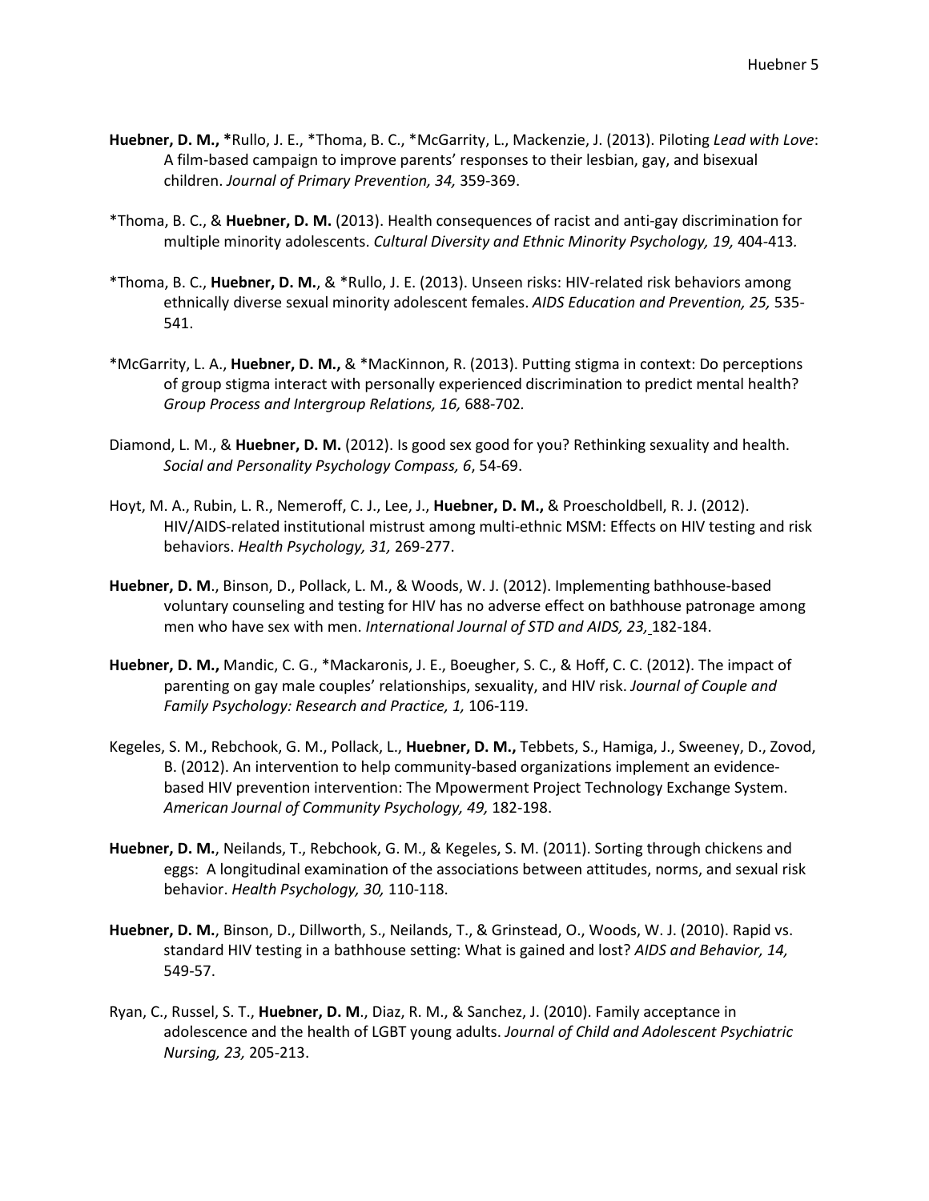**Huebner, D. M., \***Rullo, J. E., \*Thoma, B. C., \*McGarrity, L., Mackenzie, J. (2013). Piloting *Lead with Love*: A film-based campaign to improve parents' responses to their lesbian, gay, and bisexual children. *Journal of Primary Prevention, 34,* 359-369.

\*Thoma, B. C., & **Huebner, D. M.** (2013). Health consequences of racist and anti-gay discrimination for multiple minority adolescents. *Cultural Diversity and Ethnic Minority Psychology, 19,* 404-413.

\*Thoma, B. C., **Huebner, D. M.**, & \*Rullo, J. E. (2013). Unseen risks: HIV-related risk behaviors among ethnically diverse sexual minority adolescent females. *AIDS Education and Prevention, 25,* 535-541.

\*McGarrity, L. A., **Huebner, D. M.,** & \*MacKinnon, R. (2013). Putting stigma in context: Do perceptions of group stigma interact with personally experienced discrimination to predict mental health? *Group Process and Intergroup Relations, 16,* 688-702.

Diamond, L. M., & **Huebner, D. M.** (2012). Is good sex good for you? Rethinking sexuality and health. *Social and Personality Psychology Compass, 6*, 54-69.

Hoyt, M. A., Rubin, L. R., Nemeroff, C. J., Lee, J., **Huebner, D. M.,** & Proescholdbell, R. J. (2012). HIV/AIDS-related institutional mistrust among multi-ethnic MSM: Effects on HIV testing and risk behaviors. *Health Psychology, 31,* 269-277.

**Huebner, D. M**., Binson, D., Pollack, L. M., & Woods, W. J. (2012). Implementing bathhouse-based voluntary counseling and testing for HIV has no adverse effect on bathhouse patronage among men who have sex with men. *International Journal of STD and AIDS, 23,* 182-184.

**Huebner, D. M.,** Mandic, C. G., \*Mackaronis, J. E., Boeugher, S. C., & Hoff, C. C. (2012). The impact of parenting on gay male couples' relationships, sexuality, and HIV risk. *Journal of Couple and Family Psychology: Research and Practice, 1,* 106-119.

Kegeles, S. M., Rebchook, G. M., Pollack, L., **Huebner, D. M.,** Tebbets, S., Hamiga, J., Sweeney, D., Zovod, B. (2012). An intervention to help community-based organizations implement an evidence-based HIV prevention intervention: The Mpowerment Project Technology Exchange System. *American Journal of Community Psychology, 49,* 182-198.

**Huebner, D. M.**, Neilands, T., Rebchook, G. M., & Kegeles, S. M. (2011). Sorting through chickens and eggs: A longitudinal examination of the associations between attitudes, norms, and sexual risk behavior. *Health Psychology, 30,* 110-118.

**Huebner, D. M.**, Binson, D., Dillworth, S., Neilands, T., & Grinstead, O., Woods, W. J. (2010). Rapid vs. standard HIV testing in a bathhouse setting: What is gained and lost? *AIDS and Behavior, 14,* 549-57.

Ryan, C., Russel, S. T., **Huebner, D. M**., Diaz, R. M., & Sanchez, J. (2010). Family acceptance in adolescence and the health of LGBT young adults. *Journal of Child and Adolescent Psychiatric Nursing, 23,* 205-213.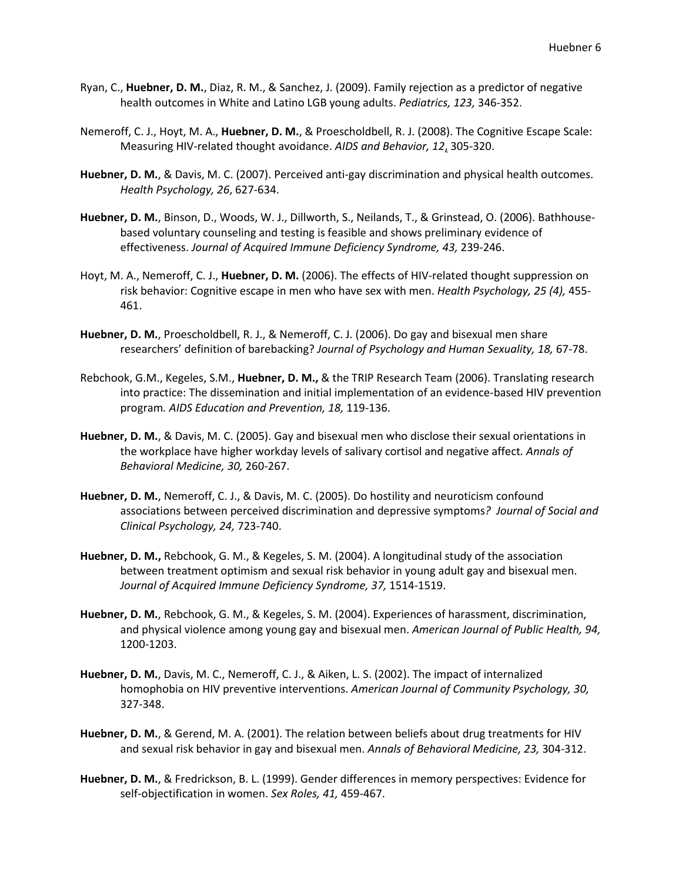Ryan, C., **Huebner, D. M.**, Diaz, R. M., & Sanchez, J. (2009). Family rejection as a predictor of negative health outcomes in White and Latino LGB young adults. *Pediatrics, 123,* 346-352.

Nemeroff, C. J., Hoyt, M. A., **Huebner, D. M.**, & Proescholdbell, R. J. (2008). The Cognitive Escape Scale: Measuring HIV-related thought avoidance. *AIDS and Behavior, 12*, 305-320.

**Huebner, D. M.**, & Davis, M. C. (2007). Perceived anti-gay discrimination and physical health outcomes. *Health Psychology, 26*, 627-634.

**Huebner, D. M.**, Binson, D., Woods, W. J., Dillworth, S., Neilands, T., & Grinstead, O. (2006). Bathhouse-based voluntary counseling and testing is feasible and shows preliminary evidence of effectiveness. *Journal of Acquired Immune Deficiency Syndrome, 43,* 239-246.

Hoyt, M. A., Nemeroff, C. J., **Huebner, D. M.** (2006). The effects of HIV-related thought suppression on risk behavior: Cognitive escape in men who have sex with men. *Health Psychology, 25 (4),* 455-461.

**Huebner, D. M.**, Proescholdbell, R. J., & Nemeroff, C. J. (2006). Do gay and bisexual men share researchers' definition of barebacking? *Journal of Psychology and Human Sexuality, 18,* 67-78.

Rebchook, G.M., Kegeles, S.M., **Huebner, D. M.,** & the TRIP Research Team (2006). Translating research into practice: The dissemination and initial implementation of an evidence-based HIV prevention program*. AIDS Education and Prevention, 18,* 119-136.

**Huebner, D. M.**, & Davis, M. C. (2005). Gay and bisexual men who disclose their sexual orientations in the workplace have higher workday levels of salivary cortisol and negative affect*. Annals of Behavioral Medicine, 30,* 260-267.

**Huebner, D. M.**, Nemeroff, C. J., & Davis, M. C. (2005). Do hostility and neuroticism confound associations between perceived discrimination and depressive symptoms*? Journal of Social and Clinical Psychology, 24,* 723-740.

**Huebner, D. M.,** Rebchook, G. M., & Kegeles, S. M. (2004). A longitudinal study of the association between treatment optimism and sexual risk behavior in young adult gay and bisexual men. *Journal of Acquired Immune Deficiency Syndrome, 37,* 1514-1519.

**Huebner, D. M.**, Rebchook, G. M., & Kegeles, S. M. (2004). Experiences of harassment, discrimination, and physical violence among young gay and bisexual men. *American Journal of Public Health, 94,* 1200-1203.

**Huebner, D. M.**, Davis, M. C., Nemeroff, C. J., & Aiken, L. S. (2002). The impact of internalized homophobia on HIV preventive interventions. *American Journal of Community Psychology, 30,* 327-348.

**Huebner, D. M.**, & Gerend, M. A. (2001). The relation between beliefs about drug treatments for HIV and sexual risk behavior in gay and bisexual men. *Annals of Behavioral Medicine, 23,* 304-312.

**Huebner, D. M.**, & Fredrickson, B. L. (1999). Gender differences in memory perspectives: Evidence for self-objectification in women. *Sex Roles, 41,* 459-467.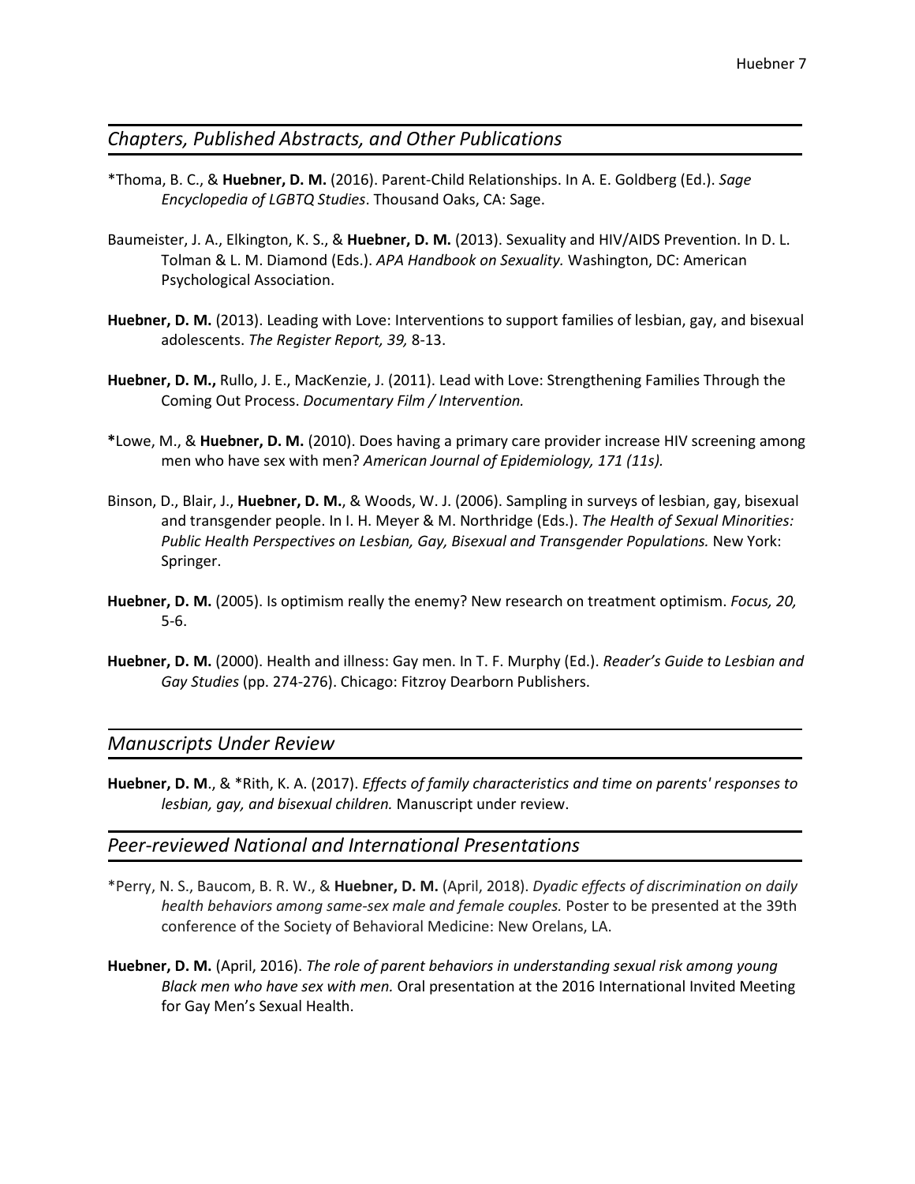## *Chapters, Published Abstracts, and Other Publications*

*Thoma, B. C., & **Huebner, D. M.** (2016). Parent-Child Relationships. In A. E. Goldberg (Ed.). *Sage Encyclopedia of LGBTQ Studies*. Thousand Oaks, CA: Sage.

Baumeister, J. A., Elkington, K. S., & **Huebner, D. M.** (2013). Sexuality and HIV/AIDS Prevention. In D. L. Tolman & L. M. Diamond (Eds.). *APA Handbook on Sexuality.* Washington, DC: American Psychological Association.

**Huebner, D. M.** (2013). Leading with Love: Interventions to support families of lesbian, gay, and bisexual adolescents. *The Register Report, 39,* 8-13.

**Huebner, D. M.,** Rullo, J. E., MacKenzie, J. (2011). Lead with Love: Strengthening Families Through the Coming Out Process. *Documentary Film / Intervention.*

***Lowe, M., & **Huebner, D. M.** (2010). Does having a primary care provider increase HIV screening among men who have sex with men? *American Journal of Epidemiology, 171 (11s).*

Binson, D., Blair, J., **Huebner, D. M.**, & Woods, W. J. (2006). Sampling in surveys of lesbian, gay, bisexual and transgender people. In I. H. Meyer & M. Northridge (Eds.). *The Health of Sexual Minorities: Public Health Perspectives on Lesbian, Gay, Bisexual and Transgender Populations.* New York: Springer.

**Huebner, D. M.** (2005). Is optimism really the enemy? New research on treatment optimism. *Focus, 20,* 5-6.

**Huebner, D. M.** (2000). Health and illness: Gay men. In T. F. Murphy (Ed.). *Reader's Guide to Lesbian and Gay Studies* (pp. 274-276). Chicago: Fitzroy Dearborn Publishers.

## *Manuscripts Under Review*

**Huebner, D. M**., & *Rith, K. A. (2017). *Effects of family characteristics and time on parents' responses to lesbian, gay, and bisexual children.* Manuscript under review.

## *Peer-reviewed National and International Presentations*

*Perry, N. S., Baucom, B. R. W., & **Huebner, D. M.** (April, 2018). *Dyadic effects of discrimination on daily health behaviors among same-sex male and female couples.* Poster to be presented at the 39th conference of the Society of Behavioral Medicine: New Orelans, LA.

**Huebner, D. M.** (April, 2016). *The role of parent behaviors in understanding sexual risk among young Black men who have sex with men.* Oral presentation at the 2016 International Invited Meeting for Gay Men's Sexual Health.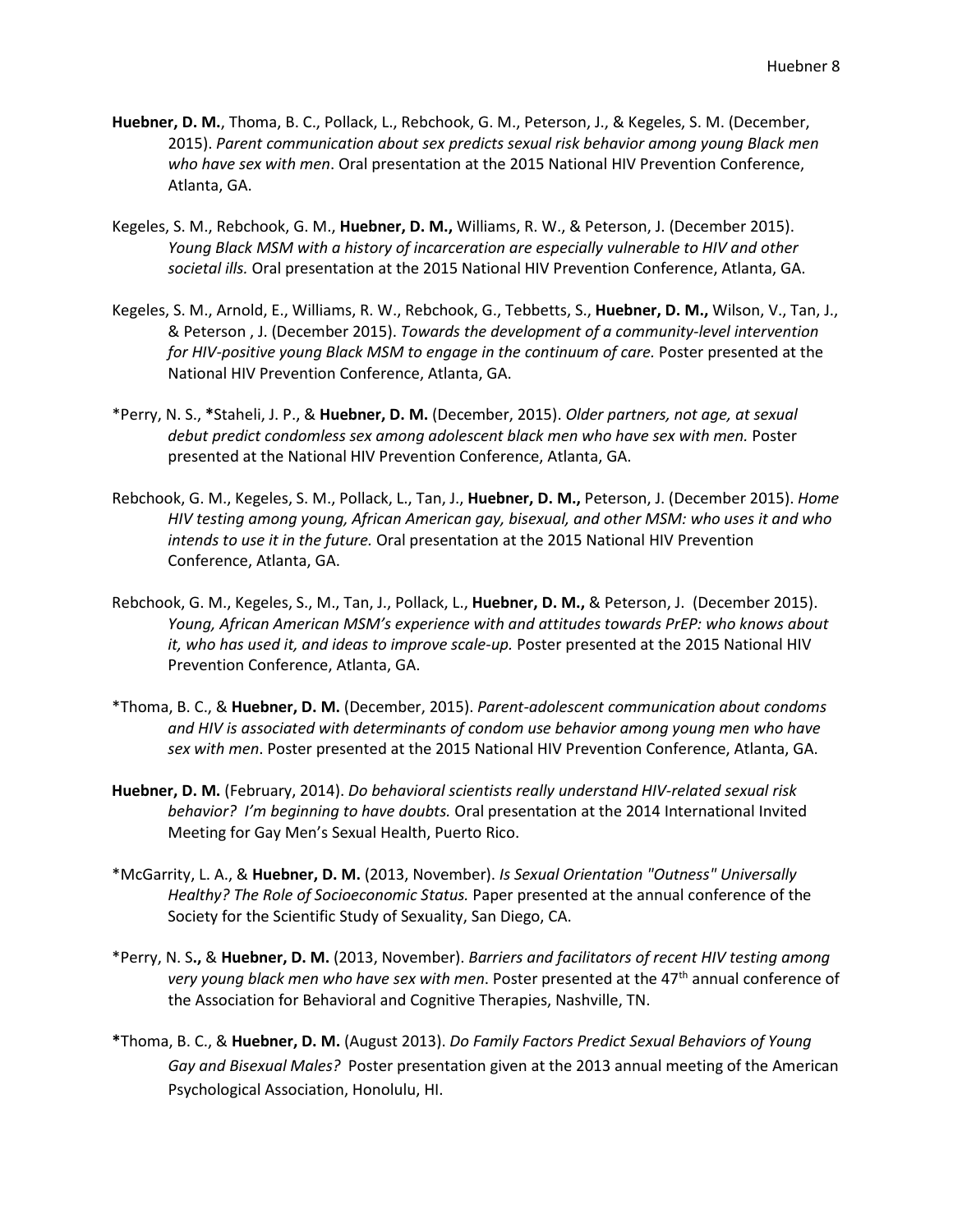**Huebner, D. M.**, Thoma, B. C., Pollack, L., Rebchook, G. M., Peterson, J., & Kegeles, S. M. (December, 2015). *Parent communication about sex predicts sexual risk behavior among young Black men who have sex with men*. Oral presentation at the 2015 National HIV Prevention Conference, Atlanta, GA.

Kegeles, S. M., Rebchook, G. M., **Huebner, D. M.,** Williams, R. W., & Peterson, J. (December 2015). *Young Black MSM with a history of incarceration are especially vulnerable to HIV and other societal ills.* Oral presentation at the 2015 National HIV Prevention Conference, Atlanta, GA.

Kegeles, S. M., Arnold, E., Williams, R. W., Rebchook, G., Tebbetts, S., **Huebner, D. M.,** Wilson, V., Tan, J., & Peterson , J. (December 2015). *Towards the development of a community-level intervention for HIV-positive young Black MSM to engage in the continuum of care.* Poster presented at the National HIV Prevention Conference, Atlanta, GA.

*Perry, N. S., **\***Staheli, J. P., & **Huebner, D. M.** (December, 2015). *Older partners, not age, at sexual debut predict condomless sex among adolescent black men who have sex with men.* Poster presented at the National HIV Prevention Conference, Atlanta, GA.

Rebchook, G. M., Kegeles, S. M., Pollack, L., Tan, J., **Huebner, D. M.,** Peterson, J. (December 2015). *Home HIV testing among young, African American gay, bisexual, and other MSM: who uses it and who intends to use it in the future.* Oral presentation at the 2015 National HIV Prevention Conference, Atlanta, GA.

Rebchook, G. M., Kegeles, S., M., Tan, J., Pollack, L., **Huebner, D. M.,** & Peterson, J. (December 2015). *Young, African American MSM's experience with and attitudes towards PrEP: who knows about it, who has used it, and ideas to improve scale-up.* Poster presented at the 2015 National HIV Prevention Conference, Atlanta, GA.

*Thoma, B. C., & **Huebner, D. M.** (December, 2015). *Parent-adolescent communication about condoms and HIV is associated with determinants of condom use behavior among young men who have sex with men*. Poster presented at the 2015 National HIV Prevention Conference, Atlanta, GA.

**Huebner, D. M.** (February, 2014). *Do behavioral scientists really understand HIV-related sexual risk behavior? I'm beginning to have doubts.* Oral presentation at the 2014 International Invited Meeting for Gay Men's Sexual Health, Puerto Rico.

*McGarrity, L. A., & **Huebner, D. M.** (2013, November). *Is Sexual Orientation "Outness" Universally Healthy? The Role of Socioeconomic Status.* Paper presented at the annual conference of the Society for the Scientific Study of Sexuality, San Diego, CA.

*Perry, N. S**.,** & **Huebner, D. M.** (2013, November). *Barriers and facilitators of recent HIV testing among very young black men who have sex with men*. Poster presented at the 47th annual conference of the Association for Behavioral and Cognitive Therapies, Nashville, TN.

**\***Thoma, B. C., & **Huebner, D. M.** (August 2013). *Do Family Factors Predict Sexual Behaviors of Young Gay and Bisexual Males?* Poster presentation given at the 2013 annual meeting of the American Psychological Association, Honolulu, HI.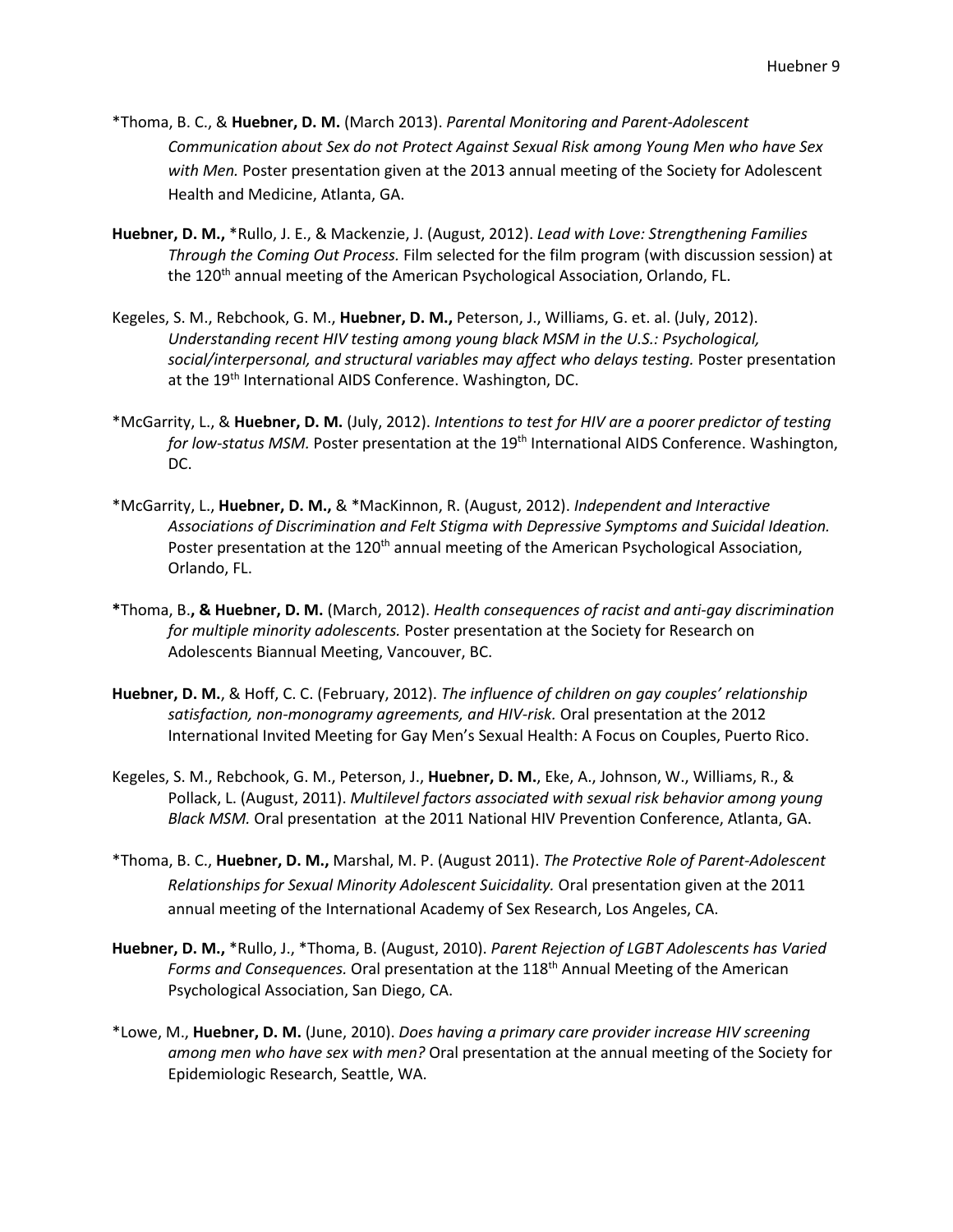*Thoma, B. C., & **Huebner, D. M.** (March 2013). *Parental Monitoring and Parent-Adolescent Communication about Sex do not Protect Against Sexual Risk among Young Men who have Sex with Men.* Poster presentation given at the 2013 annual meeting of the Society for Adolescent Health and Medicine, Atlanta, GA.

**Huebner, D. M.,** *Rullo, J. E., & Mackenzie, J. (August, 2012). *Lead with Love: Strengthening Families Through the Coming Out Process.* Film selected for the film program (with discussion session) at the 120th annual meeting of the American Psychological Association, Orlando, FL.

Kegeles, S. M., Rebchook, G. M., **Huebner, D. M.,** Peterson, J., Williams, G. et. al. (July, 2012). *Understanding recent HIV testing among young black MSM in the U.S.: Psychological, social/interpersonal, and structural variables may affect who delays testing.* Poster presentation at the 19th International AIDS Conference. Washington, DC.

*McGarrity, L., & **Huebner, D. M.** (July, 2012). *Intentions to test for HIV are a poorer predictor of testing for low-status MSM.* Poster presentation at the 19th International AIDS Conference. Washington, DC.

*McGarrity, L., **Huebner, D. M.,** & *MacKinnon, R. (August, 2012). *Independent and Interactive Associations of Discrimination and Felt Stigma with Depressive Symptoms and Suicidal Ideation.* Poster presentation at the 120th annual meeting of the American Psychological Association, Orlando, FL.

***Thoma, B., & Huebner, D. M.** (March, 2012). *Health consequences of racist and anti-gay discrimination for multiple minority adolescents.* Poster presentation at the Society for Research on Adolescents Biannual Meeting, Vancouver, BC.

**Huebner, D. M.**, & Hoff, C. C. (February, 2012). *The influence of children on gay couples' relationship satisfaction, non-monogramy agreements, and HIV-risk.* Oral presentation at the 2012 International Invited Meeting for Gay Men's Sexual Health: A Focus on Couples, Puerto Rico.

Kegeles, S. M., Rebchook, G. M., Peterson, J., **Huebner, D. M.**, Eke, A., Johnson, W., Williams, R., & Pollack, L. (August, 2011). *Multilevel factors associated with sexual risk behavior among young Black MSM.* Oral presentation at the 2011 National HIV Prevention Conference, Atlanta, GA.

*Thoma, B. C., **Huebner, D. M.,** Marshal, M. P. (August 2011). *The Protective Role of Parent-Adolescent Relationships for Sexual Minority Adolescent Suicidality.* Oral presentation given at the 2011 annual meeting of the International Academy of Sex Research, Los Angeles, CA.

**Huebner, D. M.,** *Rullo, J., *Thoma, B. (August, 2010). *Parent Rejection of LGBT Adolescents has Varied Forms and Consequences.* Oral presentation at the 118th Annual Meeting of the American Psychological Association, San Diego, CA.

*Lowe, M., **Huebner, D. M.** (June, 2010). *Does having a primary care provider increase HIV screening among men who have sex with men?* Oral presentation at the annual meeting of the Society for Epidemiologic Research, Seattle, WA.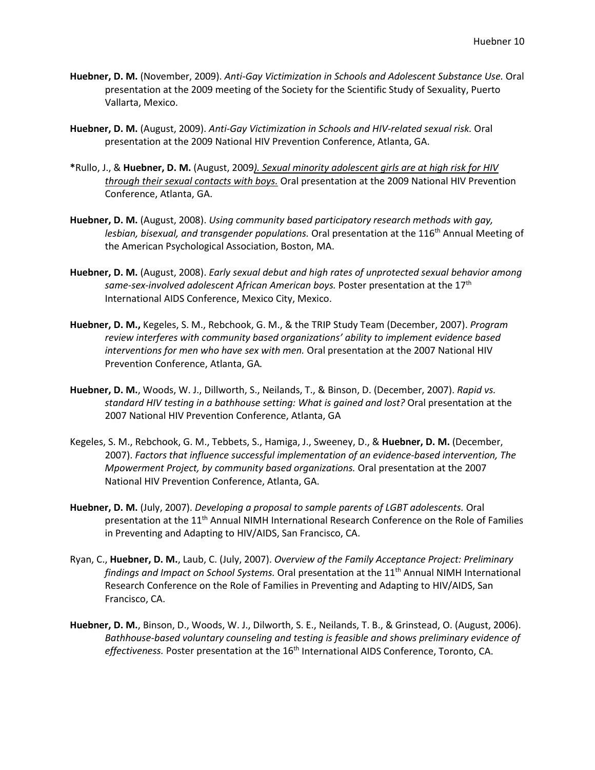**Huebner, D. M.** (November, 2009). *Anti-Gay Victimization in Schools and Adolescent Substance Use.* Oral presentation at the 2009 meeting of the Society for the Scientific Study of Sexuality, Puerto Vallarta, Mexico.

**Huebner, D. M.** (August, 2009). *Anti-Gay Victimization in Schools and HIV-related sexual risk.* Oral presentation at the 2009 National HIV Prevention Conference, Atlanta, GA.

**\***Rullo, J., & **Huebner, D. M.** (August, 2009*). Sexual minority adolescent girls are at high risk for HIV through their sexual contacts with boys.* Oral presentation at the 2009 National HIV Prevention Conference, Atlanta, GA.

**Huebner, D. M.** (August, 2008). *Using community based participatory research methods with gay, lesbian, bisexual, and transgender populations.* Oral presentation at the 116th Annual Meeting of the American Psychological Association, Boston, MA.

**Huebner, D. M.** (August, 2008). *Early sexual debut and high rates of unprotected sexual behavior among same-sex-involved adolescent African American boys.* Poster presentation at the 17th International AIDS Conference, Mexico City, Mexico.

**Huebner, D. M.,** Kegeles, S. M., Rebchook, G. M., & the TRIP Study Team (December, 2007). *Program review interferes with community based organizations' ability to implement evidence based interventions for men who have sex with men.* Oral presentation at the 2007 National HIV Prevention Conference, Atlanta, GA*.*

**Huebner, D. M.**, Woods, W. J., Dillworth, S., Neilands, T., & Binson, D. (December, 2007). *Rapid vs. standard HIV testing in a bathhouse setting: What is gained and lost?* Oral presentation at the 2007 National HIV Prevention Conference, Atlanta, GA

Kegeles, S. M., Rebchook, G. M., Tebbets, S., Hamiga, J., Sweeney, D., & **Huebner, D. M.** (December, 2007). *Factors that influence successful implementation of an evidence-based intervention, The Mpowerment Project, by community based organizations.* Oral presentation at the 2007 National HIV Prevention Conference, Atlanta, GA.

**Huebner, D. M.** (July, 2007). *Developing a proposal to sample parents of LGBT adolescents.* Oral presentation at the 11th Annual NIMH International Research Conference on the Role of Families in Preventing and Adapting to HIV/AIDS, San Francisco, CA.

Ryan, C., **Huebner, D. M.**, Laub, C. (July, 2007). *Overview of the Family Acceptance Project: Preliminary findings and Impact on School Systems.* Oral presentation at the 11th Annual NIMH International Research Conference on the Role of Families in Preventing and Adapting to HIV/AIDS, San Francisco, CA.

**Huebner, D. M.**, Binson, D., Woods, W. J., Dilworth, S. E., Neilands, T. B., & Grinstead, O. (August, 2006). *Bathhouse-based voluntary counseling and testing is feasible and shows preliminary evidence of effectiveness.* Poster presentation at the 16th International AIDS Conference, Toronto, CA.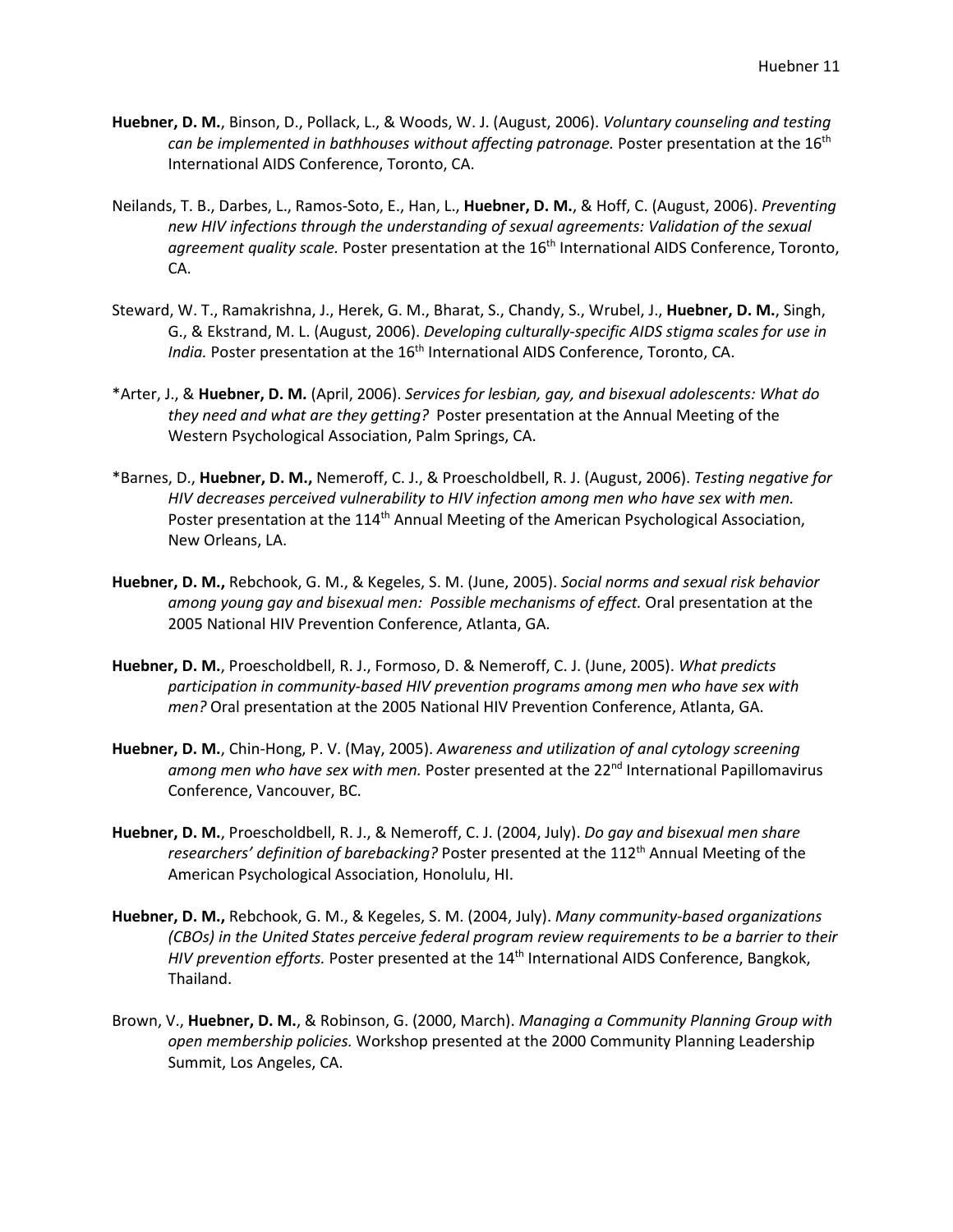**Huebner, D. M.**, Binson, D., Pollack, L., & Woods, W. J. (August, 2006). *Voluntary counseling and testing can be implemented in bathhouses without affecting patronage.* Poster presentation at the 16th International AIDS Conference, Toronto, CA.

Neilands, T. B., Darbes, L., Ramos-Soto, E., Han, L., **Huebner, D. M.**, & Hoff, C. (August, 2006). *Preventing new HIV infections through the understanding of sexual agreements: Validation of the sexual agreement quality scale.* Poster presentation at the 16th International AIDS Conference, Toronto, CA.

Steward, W. T., Ramakrishna, J., Herek, G. M., Bharat, S., Chandy, S., Wrubel, J., **Huebner, D. M.**, Singh, G., & Ekstrand, M. L. (August, 2006). *Developing culturally-specific AIDS stigma scales for use in India.* Poster presentation at the 16th International AIDS Conference, Toronto, CA.

*Arter, J., & **Huebner, D. M.** (April, 2006). *Services for lesbian, gay, and bisexual adolescents: What do they need and what are they getting?* Poster presentation at the Annual Meeting of the Western Psychological Association, Palm Springs, CA.

*Barnes, D., **Huebner, D. M.,** Nemeroff, C. J., & Proescholdbell, R. J. (August, 2006). *Testing negative for HIV decreases perceived vulnerability to HIV infection among men who have sex with men.* Poster presentation at the 114th Annual Meeting of the American Psychological Association, New Orleans, LA.

**Huebner, D. M.,** Rebchook, G. M., & Kegeles, S. M. (June, 2005). *Social norms and sexual risk behavior among young gay and bisexual men: Possible mechanisms of effect.* Oral presentation at the 2005 National HIV Prevention Conference, Atlanta, GA.

**Huebner, D. M.**, Proescholdbell, R. J., Formoso, D. & Nemeroff, C. J. (June, 2005). *What predicts participation in community-based HIV prevention programs among men who have sex with men?* Oral presentation at the 2005 National HIV Prevention Conference, Atlanta, GA.

**Huebner, D. M.**, Chin-Hong, P. V. (May, 2005). *Awareness and utilization of anal cytology screening among men who have sex with men.* Poster presented at the 22nd International Papillomavirus Conference, Vancouver, BC.

**Huebner, D. M.**, Proescholdbell, R. J., & Nemeroff, C. J. (2004, July). *Do gay and bisexual men share researchers' definition of barebacking?* Poster presented at the 112th Annual Meeting of the American Psychological Association, Honolulu, HI.

**Huebner, D. M.,** Rebchook, G. M., & Kegeles, S. M. (2004, July). *Many community-based organizations (CBOs) in the United States perceive federal program review requirements to be a barrier to their HIV prevention efforts.* Poster presented at the 14th International AIDS Conference, Bangkok, Thailand.

Brown, V., **Huebner, D. M.**, & Robinson, G. (2000, March). *Managing a Community Planning Group with open membership policies.* Workshop presented at the 2000 Community Planning Leadership Summit, Los Angeles, CA.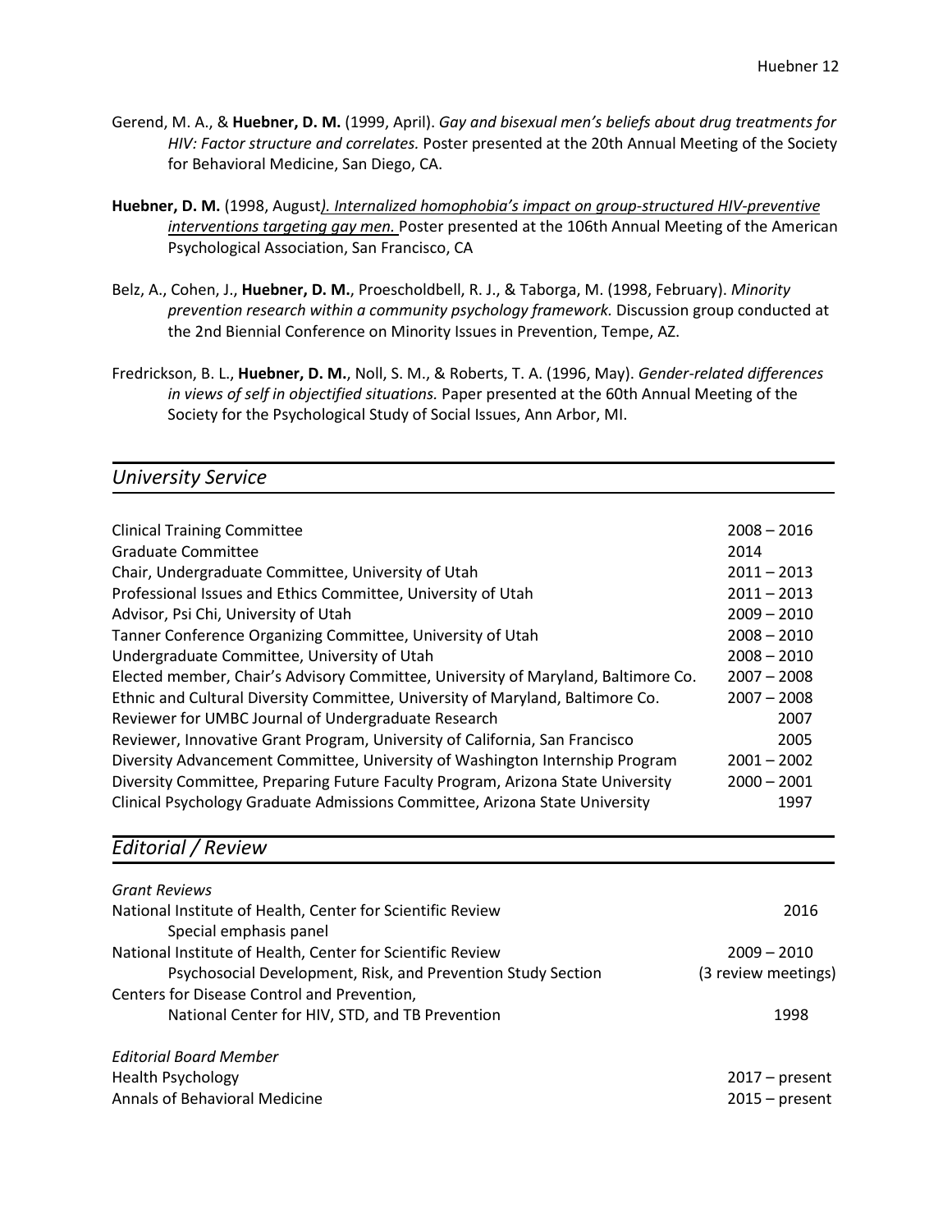Gerend, M. A., & **Huebner, D. M.** (1999, April). *Gay and bisexual men's beliefs about drug treatments for HIV: Factor structure and correlates.* Poster presented at the 20th Annual Meeting of the Society for Behavioral Medicine, San Diego, CA.

**Huebner, D. M.** (1998, August*). Internalized homophobia's impact on group-structured HIV-preventive interventions targeting gay men.* Poster presented at the 106th Annual Meeting of the American Psychological Association, San Francisco, CA

Belz, A., Cohen, J., **Huebner, D. M.**, Proescholdbell, R. J., & Taborga, M. (1998, February). *Minority prevention research within a community psychology framework.* Discussion group conducted at the 2nd Biennial Conference on Minority Issues in Prevention, Tempe, AZ.

Fredrickson, B. L., **Huebner, D. M.**, Noll, S. M., & Roberts, T. A. (1996, May). *Gender-related differences in views of self in objectified situations.* Paper presented at the 60th Annual Meeting of the Society for the Psychological Study of Social Issues, Ann Arbor, MI.

## *University Service*

| | |
|---|---|
| Clinical Training Committee | 2008 – 2016 |
| Graduate Committee | 2014 |
| Chair, Undergraduate Committee, University of Utah | 2011 – 2013 |
| Professional Issues and Ethics Committee, University of Utah | 2011 – 2013 |
| Advisor, Psi Chi, University of Utah | 2009 – 2010 |
| Tanner Conference Organizing Committee, University of Utah | 2008 – 2010 |
| Undergraduate Committee, University of Utah | 2008 – 2010 |
| Elected member, Chair's Advisory Committee, University of Maryland, Baltimore Co. | 2007 – 2008 |
| Ethnic and Cultural Diversity Committee, University of Maryland, Baltimore Co. | 2007 – 2008 |
| Reviewer for UMBC Journal of Undergraduate Research | 2007 |
| Reviewer, Innovative Grant Program, University of California, San Francisco | 2005 |
| Diversity Advancement Committee, University of Washington Internship Program | 2001 – 2002 |
| Diversity Committee, Preparing Future Faculty Program, Arizona State University | 2000 – 2001 |
| Clinical Psychology Graduate Admissions Committee, Arizona State University | 1997 |

## *Editorial / Review*

*Grant Reviews*

| | |
|---|---|
| National Institute of Health, Center for Scientific Review<br>Special emphasis panel | 2016 |
| National Institute of Health, Center for Scientific Review<br>Psychosocial Development, Risk, and Prevention Study Section | 2009 – 2010<br>(3 review meetings) |
| Centers for Disease Control and Prevention,<br>National Center for HIV, STD, and TB Prevention | 1998 |

*Editorial Board Member*

| | |
|---|---|
| Health Psychology | 2017 – present |
| Annals of Behavioral Medicine | 2015 – present |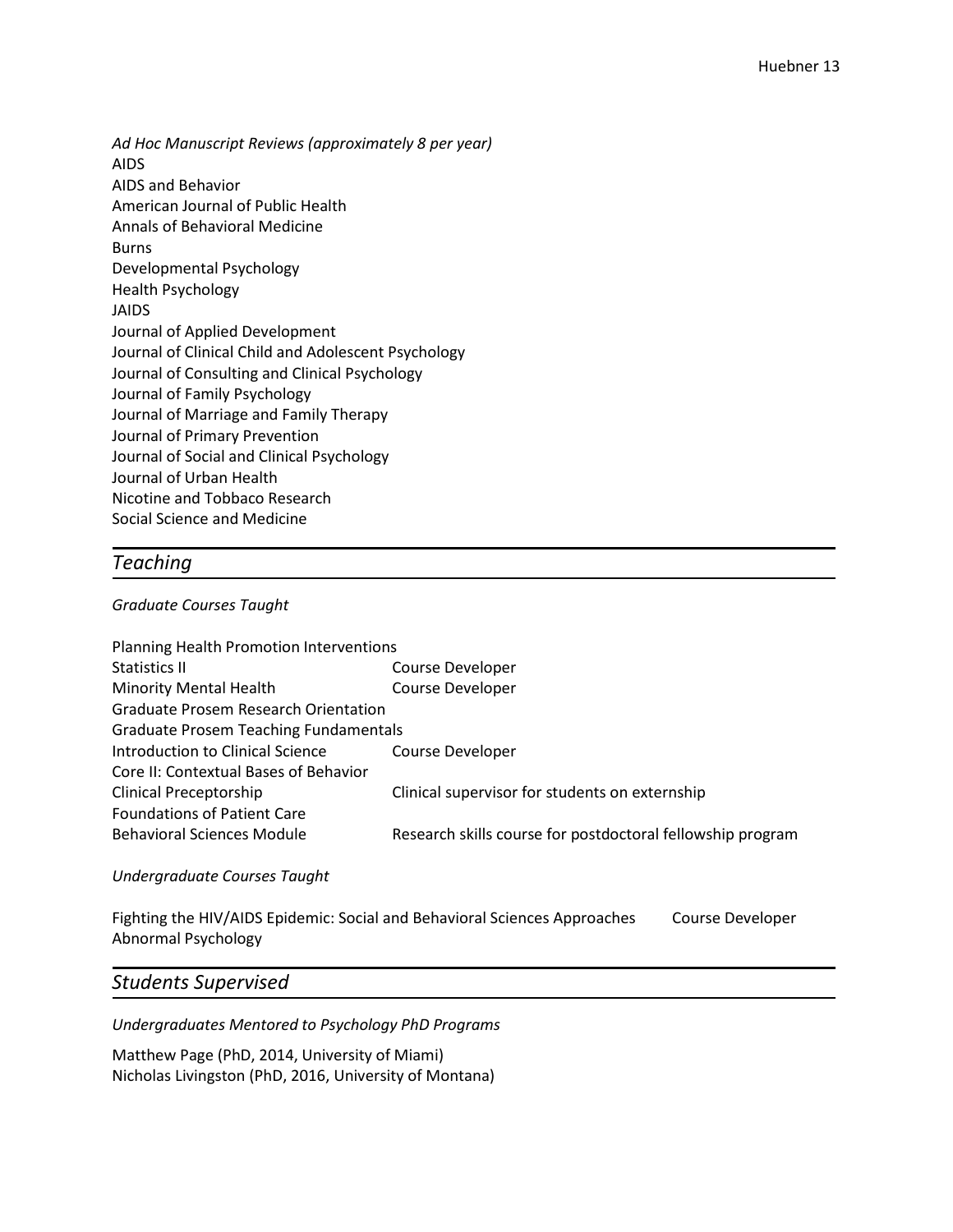*Ad Hoc Manuscript Reviews (approximately 8 per year)*

AIDS
AIDS and Behavior
American Journal of Public Health
Annals of Behavioral Medicine
Burns
Developmental Psychology
Health Psychology
JAIDS
Journal of Applied Development
Journal of Clinical Child and Adolescent Psychology
Journal of Consulting and Clinical Psychology
Journal of Family Psychology
Journal of Marriage and Family Therapy
Journal of Primary Prevention
Journal of Social and Clinical Psychology
Journal of Urban Health
Nicotine and Tobbaco Research
Social Science and Medicine

## *Teaching*

*Graduate Courses Taught*

| | |
|---|---|
| Planning Health Promotion Interventions | |
| Statistics II | Course Developer |
| Minority Mental Health | Course Developer |
| Graduate Prosem Research Orientation | |
| Graduate Prosem Teaching Fundamentals | |
| Introduction to Clinical Science | Course Developer |
| Core II: Contextual Bases of Behavior | |
| Clinical Preceptorship | Clinical supervisor for students on externship |
| Foundations of Patient Care | |
| Behavioral Sciences Module | Research skills course for postdoctoral fellowship program |

*Undergraduate Courses Taught*

| | |
|---|---|
| Fighting the HIV/AIDS Epidemic: Social and Behavioral Sciences Approaches | Course Developer |
| Abnormal Psychology | |

## *Students Supervised*

*Undergraduates Mentored to Psychology PhD Programs*

Matthew Page (PhD, 2014, University of Miami)
Nicholas Livingston (PhD, 2016, University of Montana)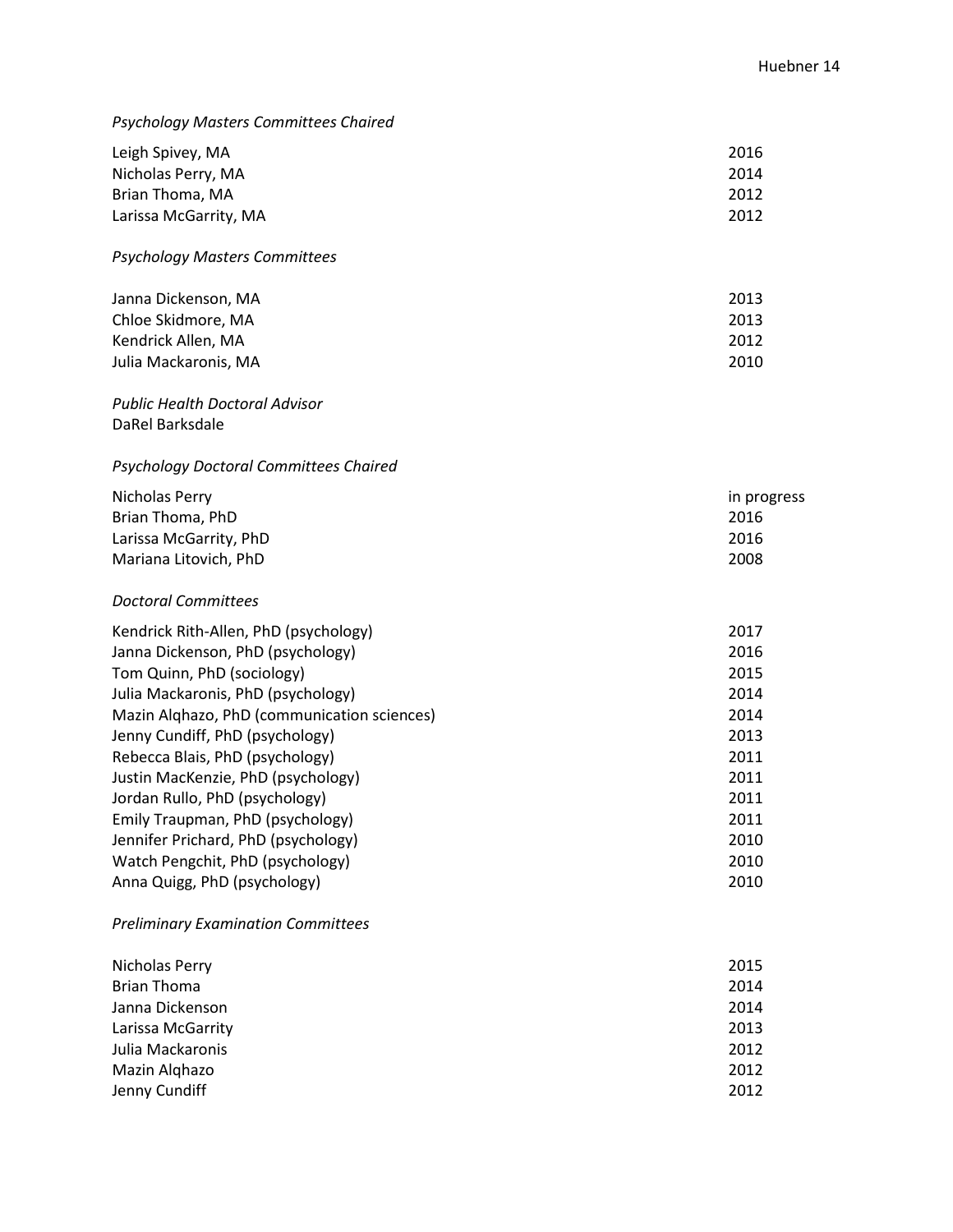*Psychology Masters Committees Chaired*

| | |
|---|---|
| Leigh Spivey, MA | 2016 |
| Nicholas Perry, MA | 2014 |
| Brian Thoma, MA | 2012 |
| Larissa McGarrity, MA | 2012 |

*Psychology Masters Committees*

| | |
|---|---|
| Janna Dickenson, MA | 2013 |
| Chloe Skidmore, MA | 2013 |
| Kendrick Allen, MA | 2012 |
| Julia Mackaronis, MA | 2010 |

*Public Health Doctoral Advisor*
DaRel Barksdale

*Psychology Doctoral Committees Chaired*

| | |
|---|---|
| Nicholas Perry | in progress |
| Brian Thoma, PhD | 2016 |
| Larissa McGarrity, PhD | 2016 |
| Mariana Litovich, PhD | 2008 |

*Doctoral Committees*

| | |
|---|---|
| Kendrick Rith-Allen, PhD (psychology) | 2017 |
| Janna Dickenson, PhD (psychology) | 2016 |
| Tom Quinn, PhD (sociology) | 2015 |
| Julia Mackaronis, PhD (psychology) | 2014 |
| Mazin Alqhazo, PhD (communication sciences) | 2014 |
| Jenny Cundiff, PhD (psychology) | 2013 |
| Rebecca Blais, PhD (psychology) | 2011 |
| Justin MacKenzie, PhD (psychology) | 2011 |
| Jordan Rullo, PhD (psychology) | 2011 |
| Emily Traupman, PhD (psychology) | 2011 |
| Jennifer Prichard, PhD (psychology) | 2010 |
| Watch Pengchit, PhD (psychology) | 2010 |
| Anna Quigg, PhD (psychology) | 2010 |

*Preliminary Examination Committees*

| | |
|---|---|
| Nicholas Perry | 2015 |
| Brian Thoma | 2014 |
| Janna Dickenson | 2014 |
| Larissa McGarrity | 2013 |
| Julia Mackaronis | 2012 |
| Mazin Alqhazo | 2012 |
| Jenny Cundiff | 2012 |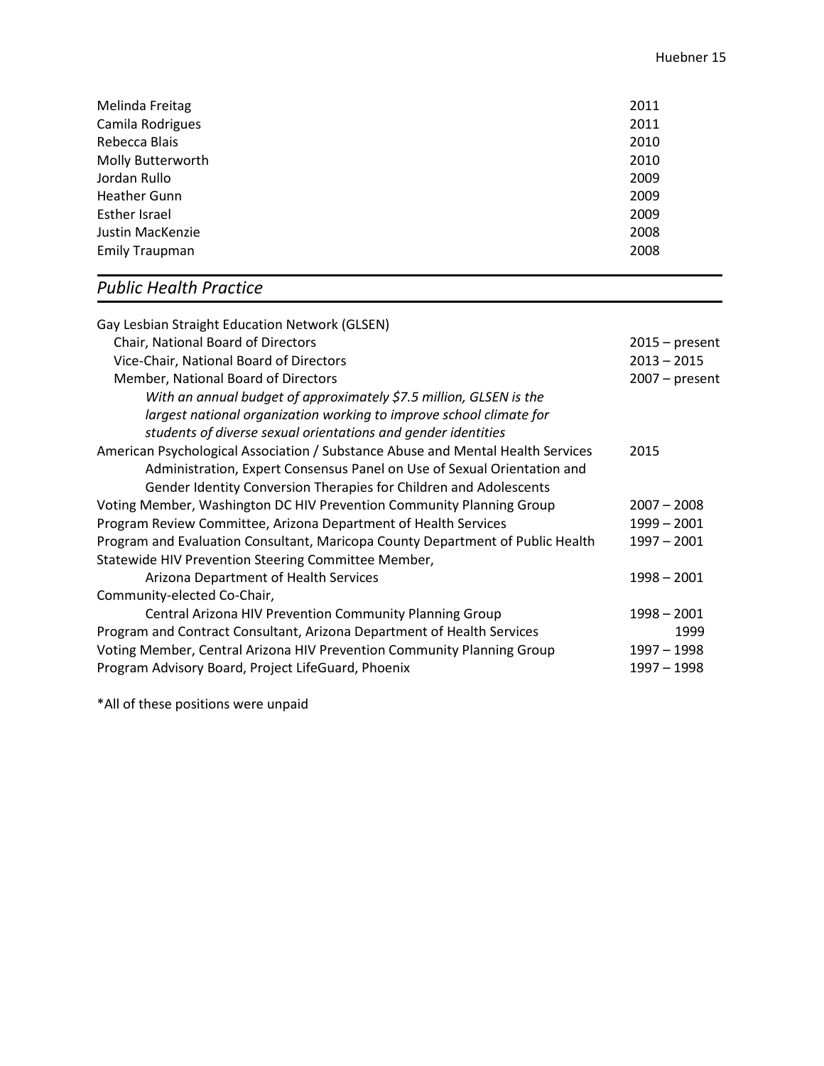| | |
|---|---|
| Melinda Freitag | 2011 |
| Camila Rodrigues | 2011 |
| Rebecca Blais | 2010 |
| Molly Butterworth | 2010 |
| Jordan Rullo | 2009 |
| Heather Gunn | 2009 |
| Esther Israel | 2009 |
| Justin MacKenzie | 2008 |
| Emily Traupman | 2008 |

## *Public Health Practice*

| | |
|---|---|
| Gay Lesbian Straight Education Network (GLSEN) | |
| Chair, National Board of Directors | 2015 – present |
| Vice-Chair, National Board of Directors | 2013 – 2015 |
| Member, National Board of Directors | 2007 – present |
| *With an annual budget of approximately $7.5 million, GLSEN is the largest national organization working to improve school climate for students of diverse sexual orientations and gender identities* | |
| American Psychological Association / Substance Abuse and Mental Health Services Administration, Expert Consensus Panel on Use of Sexual Orientation and Gender Identity Conversion Therapies for Children and Adolescents | 2015 |
| Voting Member, Washington DC HIV Prevention Community Planning Group | 2007 – 2008 |
| Program Review Committee, Arizona Department of Health Services | 1999 – 2001 |
| Program and Evaluation Consultant, Maricopa County Department of Public Health | 1997 – 2001 |
| Statewide HIV Prevention Steering Committee Member, Arizona Department of Health Services | 1998 – 2001 |
| Community-elected Co-Chair, Central Arizona HIV Prevention Community Planning Group | 1998 – 2001 |
| Program and Contract Consultant, Arizona Department of Health Services | 1999 |
| Voting Member, Central Arizona HIV Prevention Community Planning Group | 1997 – 1998 |
| Program Advisory Board, Project LifeGuard, Phoenix | 1997 – 1998 |

*All of these positions were unpaid